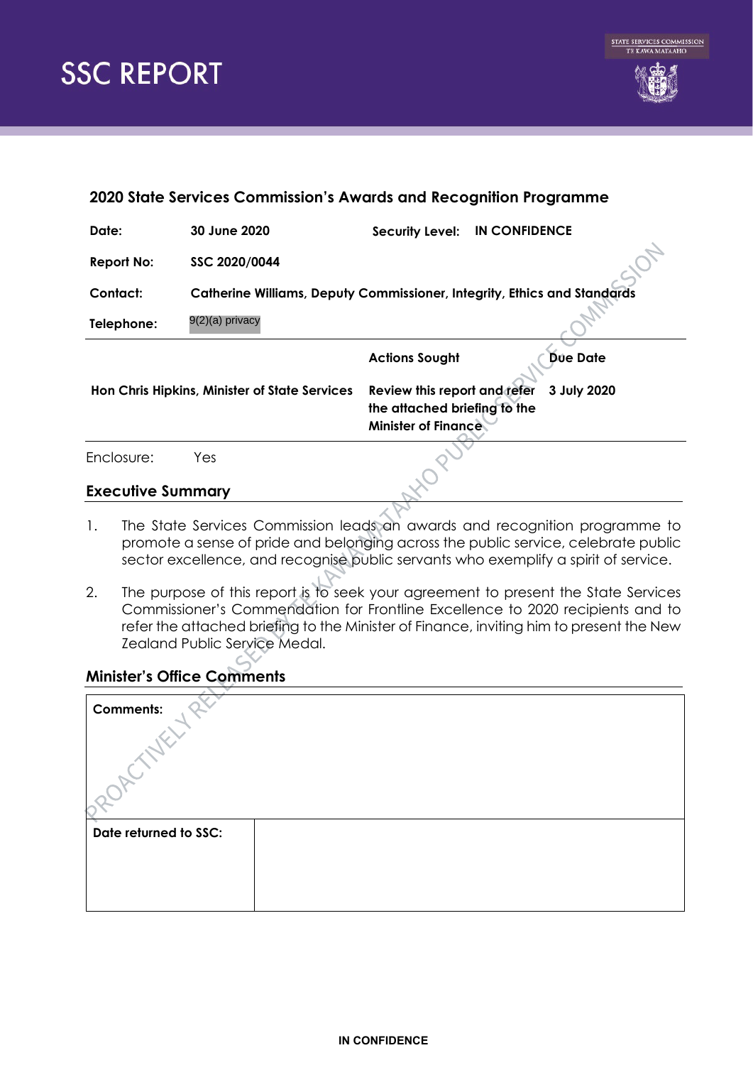# SSC REPORT

STATE SERVICES COMMISSION
TE KAWA MATAAHO

## 2020 State Services Commission's Awards and Recognition Programme

| | | | |
|---|---|---|---|
| **Date:** | **30 June 2020** | **Security Level:** | **IN CONFIDENCE** |
| **Report No:** | **SSC 2020/0044** | | |
| **Contact:** | **Catherine Williams, Deputy Commissioner, Integrity, Ethics and Standards** | | |
| **Telephone:** | 9(2)(a) privacy | | |

| | **Actions Sought** | **Due Date** |
|---|---|---|
| **Hon Chris Hipkins, Minister of State Services** | **Review this report and refer the attached briefing to the Minister of Finance** | **3 July 2020** |

Enclosure: Yes

## Executive Summary

1. The State Services Commission leads an awards and recognition programme to promote a sense of pride and belonging across the public service, celebrate public sector excellence, and recognise public servants who exemplify a spirit of service.

2. The purpose of this report is to seek your agreement to present the State Services Commissioner's Commendation for Frontline Excellence to 2020 recipients and to refer the attached briefing to the Minister of Finance, inviting him to present the New Zealand Public Service Medal.

## Minister's Office Comments

| **Comments:** | |
|---|---|
| **Date returned to SSC:** | |

PROACTIVELY RELEASED BY TE KAWA MATAAHO PUBLIC SERVICE COMMISSION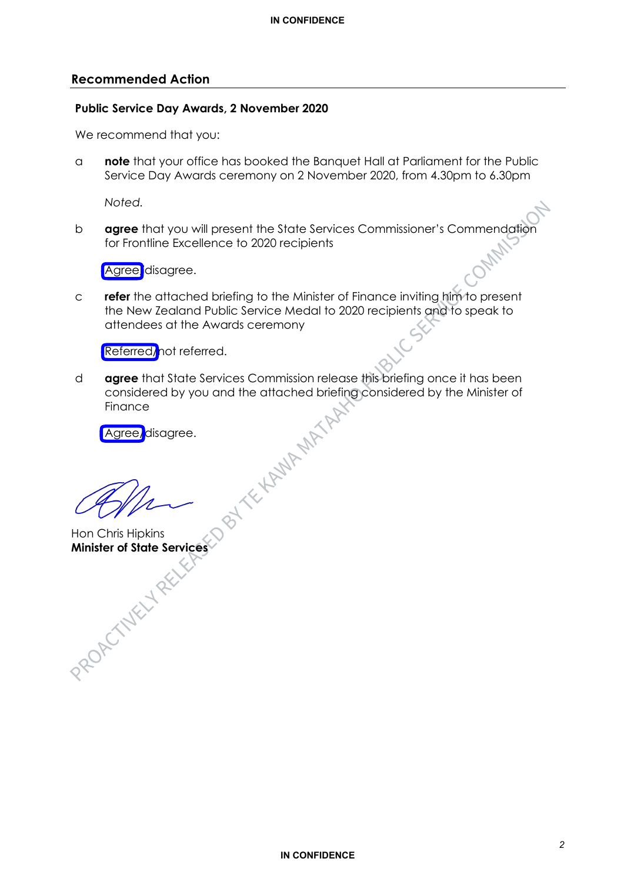## Recommended Action

**Public Service Day Awards, 2 November 2020**

We recommend that you:

a **note** that your office has booked the Banquet Hall at Parliament for the Public Service Day Awards ceremony on 2 November 2020, from 4.30pm to 6.30pm

*Noted.*

b **agree** that you will present the State Services Commissioner's Commendation for Frontline Excellence to 2020 recipients

Agree/disagree.

c **refer** the attached briefing to the Minister of Finance inviting him to present the New Zealand Public Service Medal to 2020 recipients and to speak to attendees at the Awards ceremony

Referred/not referred.

d **agree** that State Services Commission release this briefing once it has been considered by you and the attached briefing considered by the Minister of Finance

Agree/disagree.

Hon Chris Hipkins
**Minister of State Services**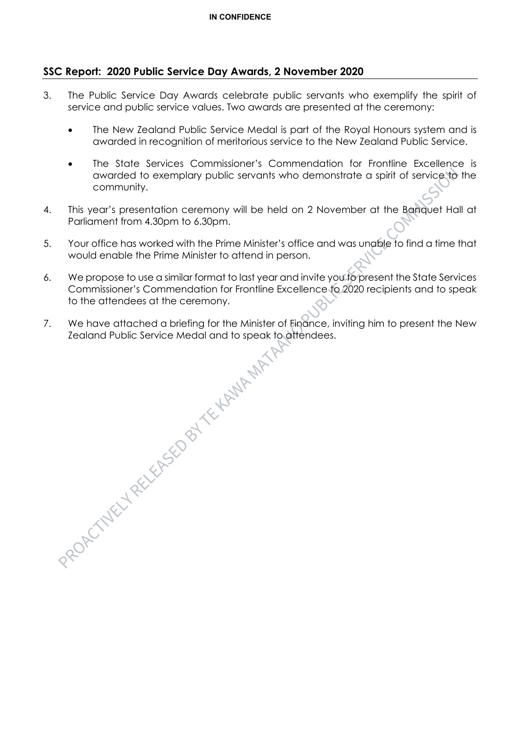## SSC Report: 2020 Public Service Day Awards, 2 November 2020

3. The Public Service Day Awards celebrate public servants who exemplify the spirit of service and public service values. Two awards are presented at the ceremony:

   - The New Zealand Public Service Medal is part of the Royal Honours system and is awarded in recognition of meritorious service to the New Zealand Public Service.

   - The State Services Commissioner's Commendation for Frontline Excellence is awarded to exemplary public servants who demonstrate a spirit of service to the community.

4. This year's presentation ceremony will be held on 2 November at the Banquet Hall at Parliament from 4.30pm to 6.30pm.

5. Your office has worked with the Prime Minister's office and was unable to find a time that would enable the Prime Minister to attend in person.

6. We propose to use a similar format to last year and invite you to present the State Services Commissioner's Commendation for Frontline Excellence to 2020 recipients and to speak to the attendees at the ceremony.

7. We have attached a briefing for the Minister of Finance, inviting him to present the New Zealand Public Service Medal and to speak to attendees.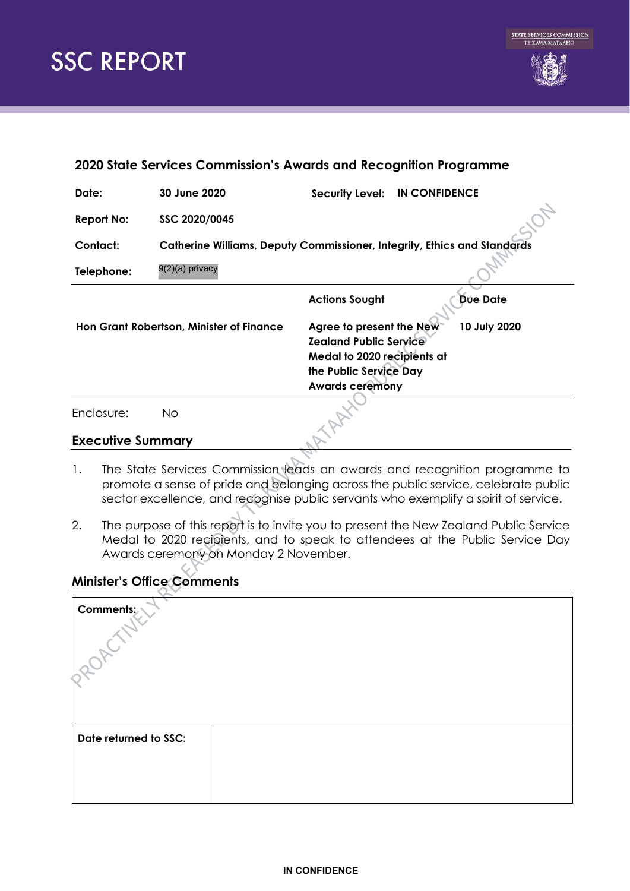# SSC REPORT

## 2020 State Services Commission's Awards and Recognition Programme

| | | | |
|---|---|---|---|
| **Date:** | **30 June 2020** | **Security Level:** | **IN CONFIDENCE** |
| **Report No:** | **SSC 2020/0045** | | |
| **Contact:** | **Catherine Williams, Deputy Commissioner, Integrity, Ethics and Standards** | | |
| **Telephone:** | 9(2)(a) privacy | | |

| | **Actions Sought** | **Due Date** |
|---|---|---|
| **Hon Grant Robertson, Minister of Finance** | **Agree to present the New Zealand Public Service Medal to 2020 recipients at the Public Service Day Awards ceremony** | **10 July 2020** |

Enclosure: No

### Executive Summary

1. The State Services Commission leads an awards and recognition programme to promote a sense of pride and belonging across the public service, celebrate public sector excellence, and recognise public servants who exemplify a spirit of service.

2. The purpose of this report is to invite you to present the New Zealand Public Service Medal to 2020 recipients, and to speak to attendees at the Public Service Day Awards ceremony on Monday 2 November.

### Minister's Office Comments

| **Comments:** | |
|---|---|
| **Date returned to SSC:** | |

IN CONFIDENCE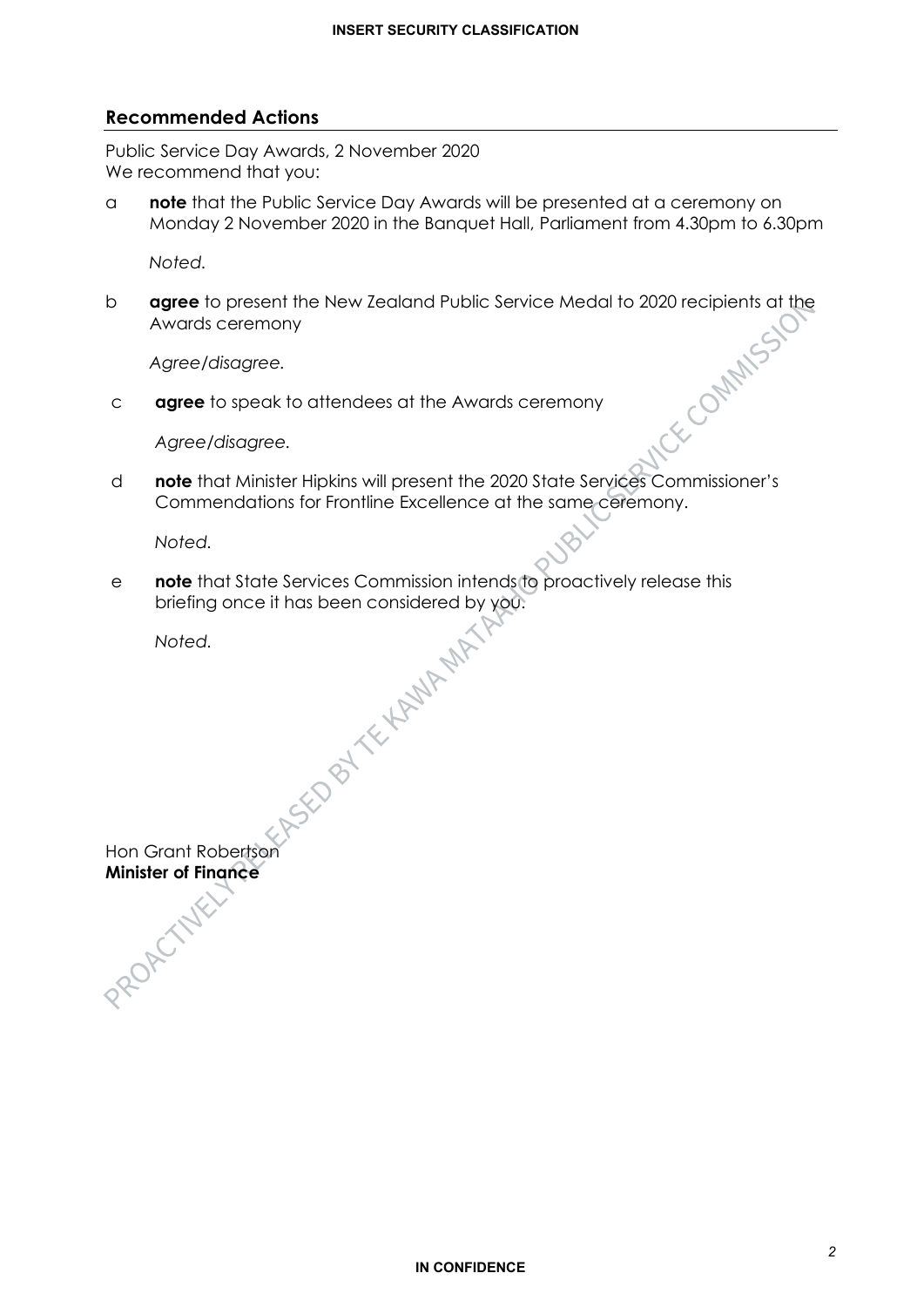## Recommended Actions

Public Service Day Awards, 2 November 2020
We recommend that you:

a **note** that the Public Service Day Awards will be presented at a ceremony on Monday 2 November 2020 in the Banquet Hall, Parliament from 4.30pm to 6.30pm

*Noted.*

b **agree** to present the New Zealand Public Service Medal to 2020 recipients at the Awards ceremony

*Agree/disagree.*

c **agree** to speak to attendees at the Awards ceremony

*Agree/disagree.*

d **note** that Minister Hipkins will present the 2020 State Services Commissioner's Commendations for Frontline Excellence at the same ceremony.

*Noted.*

e **note** that State Services Commission intends to proactively release this briefing once it has been considered by you.

*Noted.*

Hon Grant Robertson
**Minister of Finance**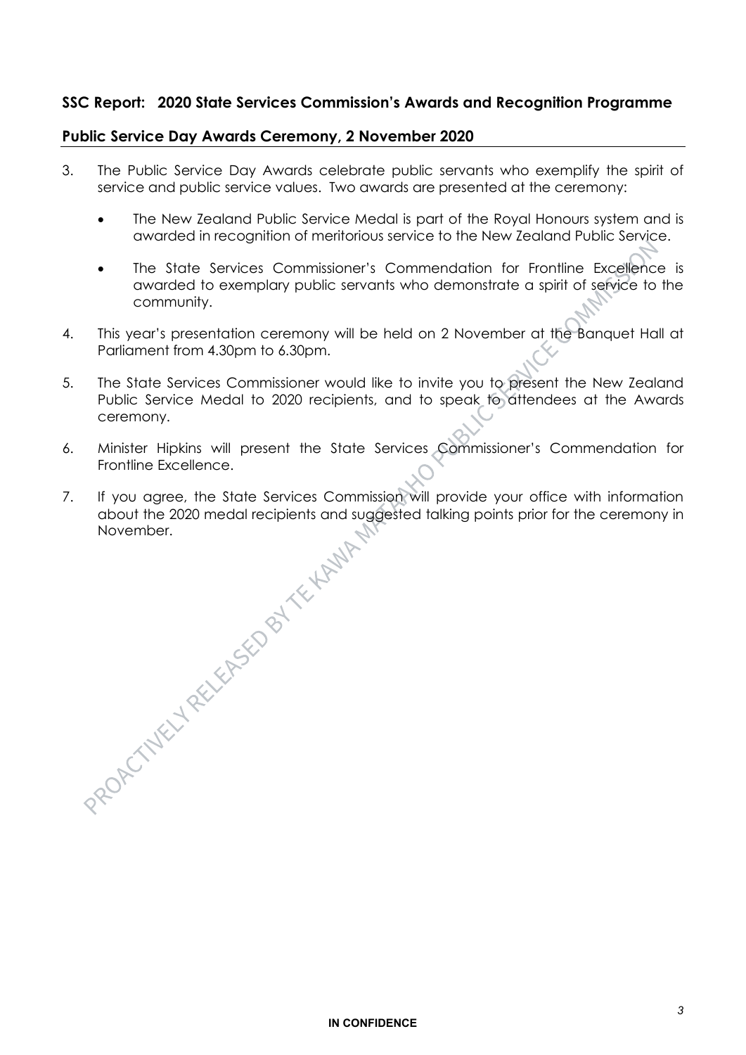**SSC Report: 2020 State Services Commission's Awards and Recognition Programme**

**Public Service Day Awards Ceremony, 2 November 2020**

3. The Public Service Day Awards celebrate public servants who exemplify the spirit of service and public service values. Two awards are presented at the ceremony:

    - The New Zealand Public Service Medal is part of the Royal Honours system and is awarded in recognition of meritorious service to the New Zealand Public Service.
    - The State Services Commissioner's Commendation for Frontline Excellence is awarded to exemplary public servants who demonstrate a spirit of service to the community.

4. This year's presentation ceremony will be held on 2 November at the Banquet Hall at Parliament from 4.30pm to 6.30pm.

5. The State Services Commissioner would like to invite you to present the New Zealand Public Service Medal to 2020 recipients, and to speak to attendees at the Awards ceremony.

6. Minister Hipkins will present the State Services Commissioner's Commendation for Frontline Excellence.

7. If you agree, the State Services Commission will provide your office with information about the 2020 medal recipients and suggested talking points prior for the ceremony in November.

PROACTIVELY RELEASED BY TE KAWA MATAAHO PUBLIC SERVICE COMMISSION

IN CONFIDENCE